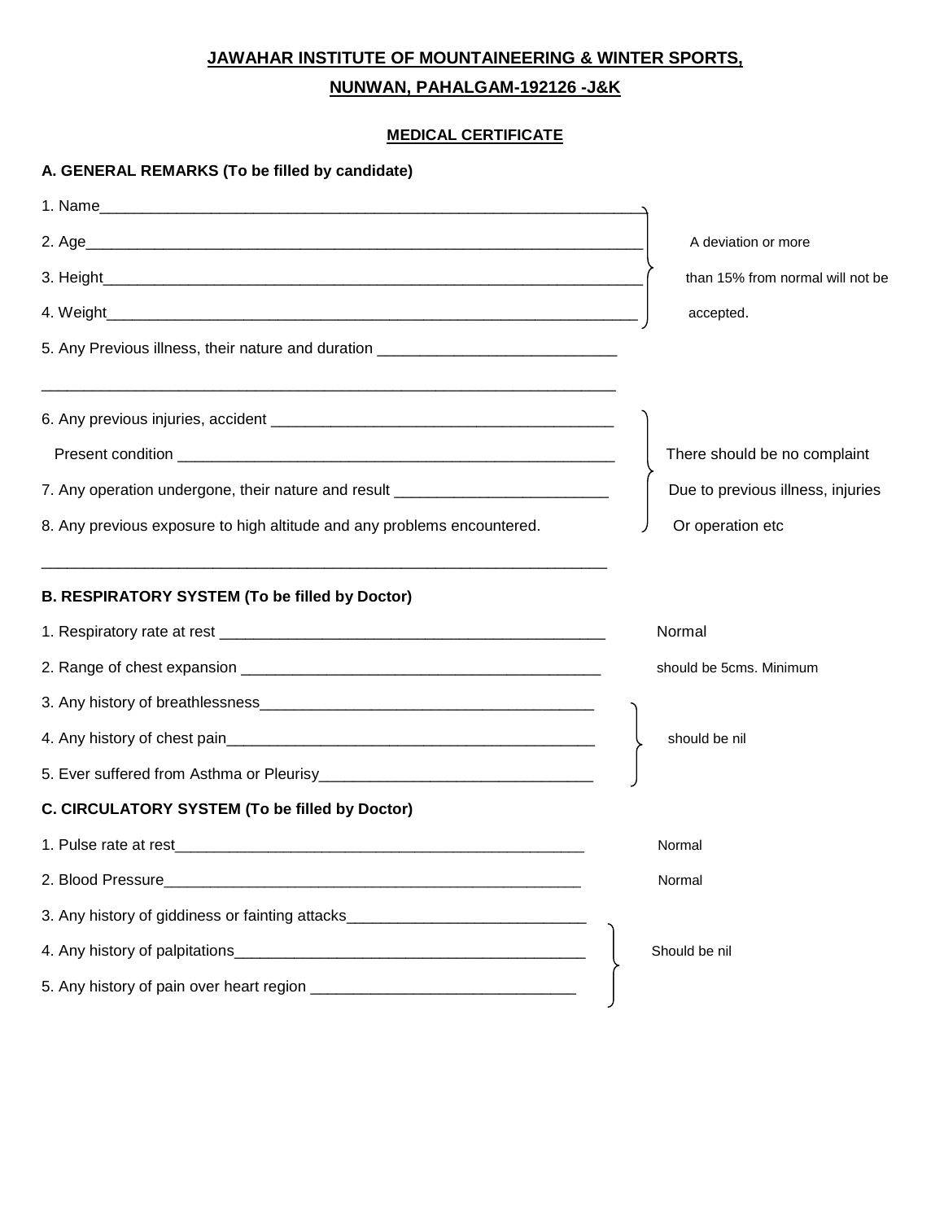**JAWAHAR INSTITUTE OF MOUNTAINEERING & WINTER SPORTS,**

**NUNWAN, PAHALGAM-192126 -J&K**

**MEDICAL CERTIFICATE**

**A. GENERAL REMARKS (To be filled by candidate)**

| | |
|---|---|
| 1. Name________________________ | A deviation or more than 15% from normal will not be accepted. |
| 2. Age________________________ | |
| 3. Height________________________ | |
| 4. Weight________________________ | |

5. Any Previous illness, their nature and duration ________________________

________________________________________________________________

| | |
|---|---|
| 6. Any previous injuries, accident ________________________ | There should be no complaint Due to previous illness, injuries Or operation etc |
| Present condition ________________________ | |
| 7. Any operation undergone, their nature and result ________________________ | |
| 8. Any previous exposure to high altitude and any problems encountered. | |

________________________________________________________________

**B. RESPIRATORY SYSTEM (To be filled by Doctor)**

| | |
|---|---|
| 1. Respiratory rate at rest ________________________ | Normal |
| 2. Range of chest expansion ________________________ | should be 5cms. Minimum |
| 3. Any history of breathlessness________________________ | should be nil |
| 4. Any history of chest pain________________________ | |
| 5. Ever suffered from Asthma or Pleurisy________________________ | |

**C. CIRCULATORY SYSTEM (To be filled by Doctor)**

| | |
|---|---|
| 1. Pulse rate at rest________________________ | Normal |
| 2. Blood Pressure________________________ | Normal |
| 3. Any history of giddiness or fainting attacks________________________ | Should be nil |
| 4. Any history of palpitations________________________ | |
| 5. Any history of pain over heart region ________________________ | |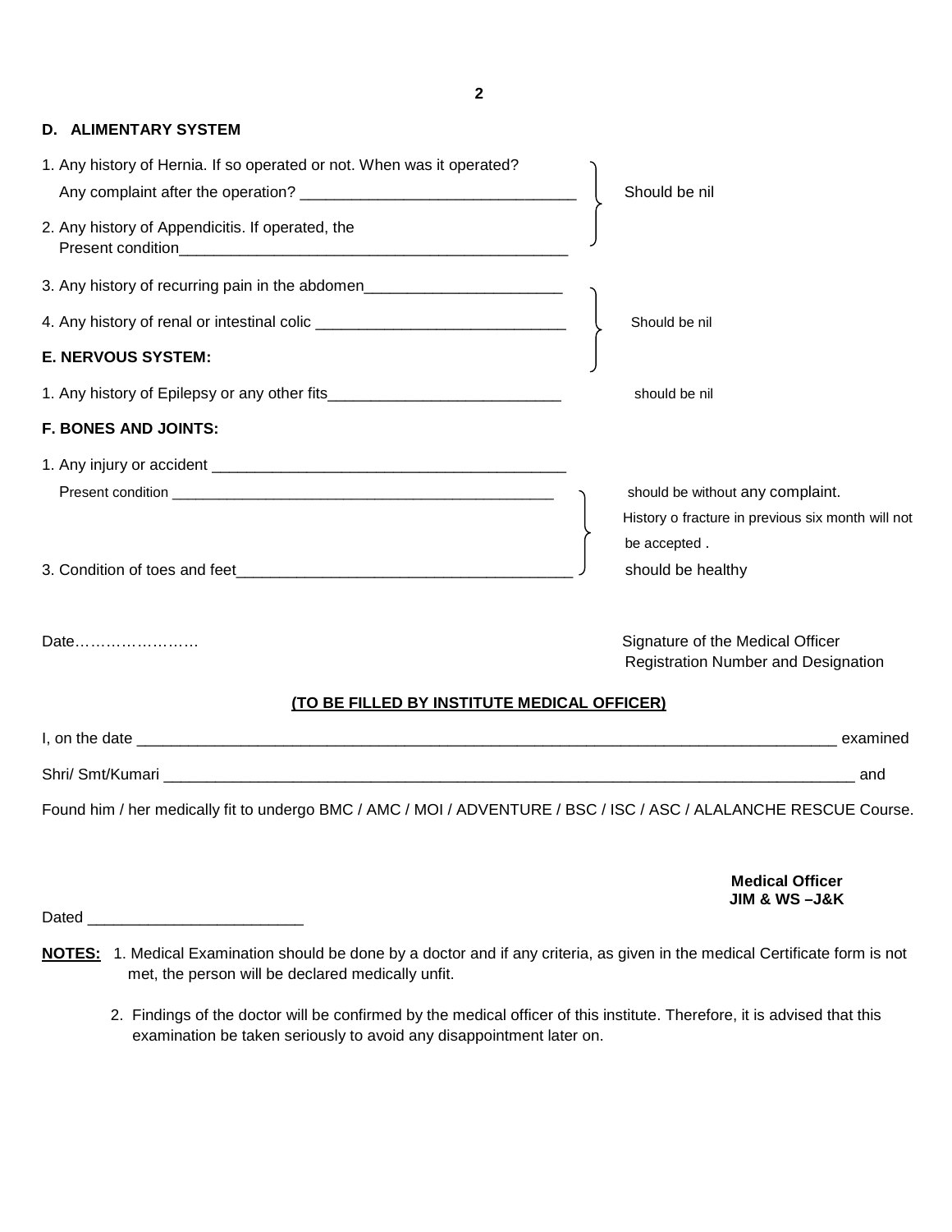## D. ALIMENTARY SYSTEM

1. Any history of Hernia. If so operated or not. When was it operated?
   Any complaint after the operation? ________________________________
2. Any history of Appendicitis. If operated, the
   Present condition_____________________________________________

Should be nil

3. Any history of recurring pain in the abdomen_______________________
4. Any history of renal or intestinal colic _____________________________

Should be nil

## E. NERVOUS SYSTEM:

1. Any history of Epilepsy or any other fits___________________________ should be nil

## F. BONES AND JOINTS:

1. Any injury or accident __________________________________________
   Present condition _______________________________________________

should be without any complaint.
History o fracture in previous six month will not be accepted .

3. Condition of toes and feet_______________________________________ should be healthy

Date……………………

Signature of the Medical Officer
Registration Number and Designation

**(TO BE FILLED BY INSTITUTE MEDICAL OFFICER)**

I, on the date _______________________________________________________________________________ examined

Shri/ Smt/Kumari ____________________________________________________________________________ and

Found him / her medically fit to undergo BMC / AMC / MOI / ADVENTURE / BSC / ISC / ASC / ALALANCHE RESCUE Course.

**Medical Officer**
**JIM & WS –J&K**

Dated ________________________

**NOTES:**
1. Medical Examination should be done by a doctor and if any criteria, as given in the medical Certificate form is not met, the person will be declared medically unfit.
2. Findings of the doctor will be confirmed by the medical officer of this institute. Therefore, it is advised that this examination be taken seriously to avoid any disappointment later on.